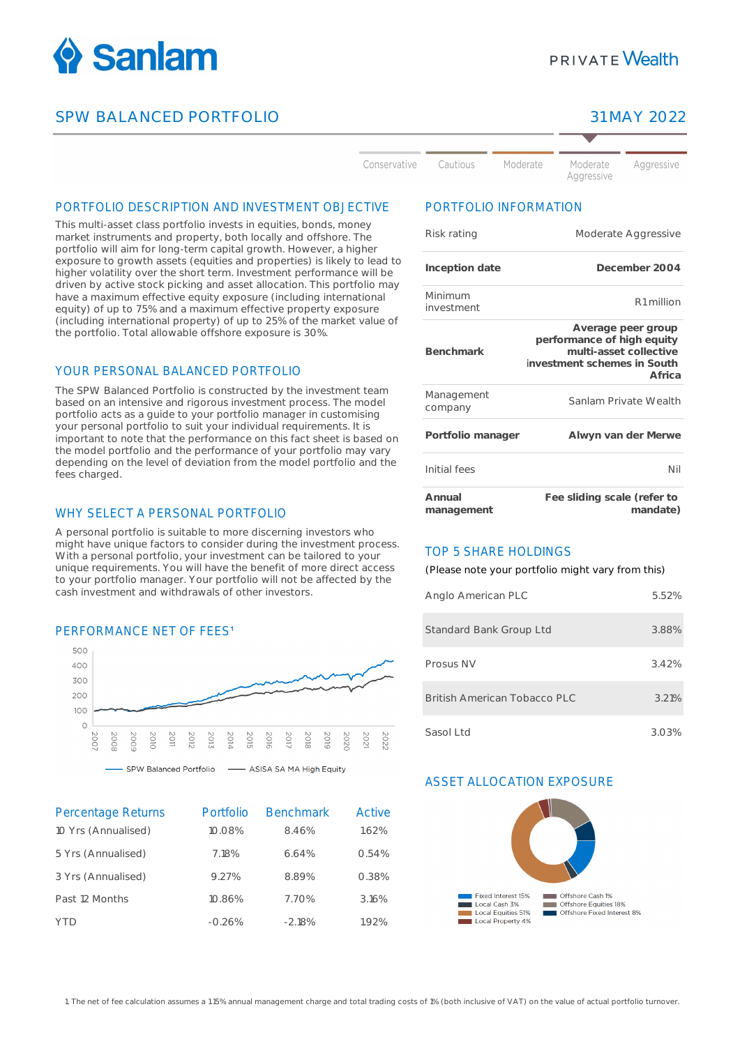Sanlam

PRIVATE Wealth

# SPW BALANCED PORTFOLIO

31 MAY 2022

Conservative | Cautious | Moderate | **Moderate Aggressive** | Aggressive

## PORTFOLIO DESCRIPTION AND INVESTMENT OBJECTIVE

This multi-asset class portfolio invests in equities, bonds, money market instruments and property, both locally and offshore. The portfolio will aim for long-term capital growth. However, a higher exposure to growth assets (equities and properties) is likely to lead to higher volatility over the short term. Investment performance will be driven by active stock picking and asset allocation. This portfolio may have a maximum effective equity exposure (including international equity) of up to 75% and a maximum effective property exposure (including international property) of up to 25% of the market value of the portfolio. Total allowable offshore exposure is 30%.

## YOUR PERSONAL BALANCED PORTFOLIO

The SPW Balanced Portfolio is constructed by the investment team based on an intensive and rigorous investment process. The model portfolio acts as a guide to your portfolio manager in customising your personal portfolio to suit your individual requirements. It is important to note that the performance on this fact sheet is based on the model portfolio and the performance of your portfolio may vary depending on the level of deviation from the model portfolio and the fees charged.

## WHY SELECT A PERSONAL PORTFOLIO

A personal portfolio is suitable to more discerning investors who might have unique factors to consider during the investment process. With a personal portfolio, your investment can be tailored to your unique requirements. You will have the benefit of more direct access to your portfolio manager. Your portfolio will not be affected by the cash investment and withdrawals of other investors.

## PERFORMANCE NET OF FEES[1]

SPW Balanced Portfolio — ASISA SA MA High Equity

| Percentage Returns | Portfolio | Benchmark | Active |
|---|---|---|---|
| 10 Yrs (Annualised) | 10.08% | 8.46% | 1.62% |
| 5 Yrs (Annualised) | 7.18% | 6.64% | 0.54% |
| 3 Yrs (Annualised) | 9.27% | 8.89% | 0.38% |
| Past 12 Months | 10.86% | 7.70% | 3.16% |
| YTD | -0.26% | -2.18% | 1.92% |

## PORTFOLIO INFORMATION

| | |
|---|---|
| Risk rating | Moderate Aggressive |
| **Inception date** | **December 2004** |
| Minimum investment | R1 million |
| **Benchmark** | **Average peer group performance of high equity multi-asset collective investment schemes in South Africa** |
| Management company | Sanlam Private Wealth |
| **Portfolio manager** | **Alwyn van der Merwe** |
| Initial fees | Nil |
| **Annual management** | **Fee sliding scale (refer to mandate)** |

## TOP 5 SHARE HOLDINGS

(Please note your portfolio might vary from this)

| | |
|---|---|
| Anglo American PLC | 5.52% |
| Standard Bank Group Ltd | 3.88% |
| Prosus NV | 3.42% |
| British American Tobacco PLC | 3.21% |
| Sasol Ltd | 3.03% |

## ASSET ALLOCATION EXPOSURE

- Fixed Interest 15%
- Local Cash 3%
- Local Equities 51%
- Local Property 4%
- Offshore Cash 1%
- Offshore Equities 18%
- Offshore Fixed Interest 8%

1 The net of fee calculation assumes a 1.15% annual management charge and total trading costs of 1% (both inclusive of VAT) on the value of actual portfolio turnover.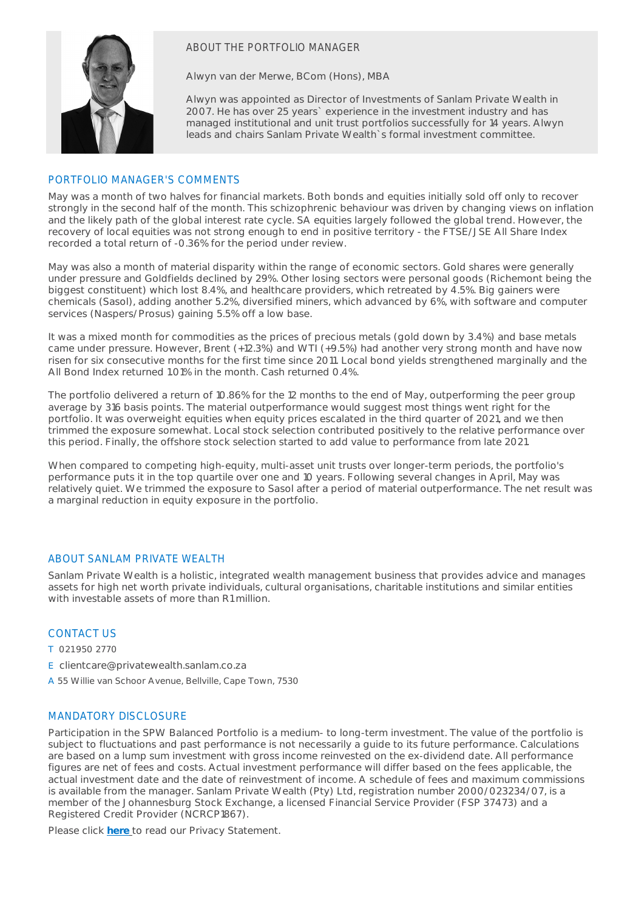## ABOUT THE PORTFOLIO MANAGER

Alwyn van der Merwe, BCom (Hons), MBA

Alwyn was appointed as Director of Investments of Sanlam Private Wealth in 2007. He has over 25 years` experience in the investment industry and has managed institutional and unit trust portfolios successfully for 14 years. Alwyn leads and chairs Sanlam Private Wealth`s formal investment committee.

## PORTFOLIO MANAGER'S COMMENTS

May was a month of two halves for financial markets. Both bonds and equities initially sold off only to recover strongly in the second half of the month. This schizophrenic behaviour was driven by changing views on inflation and the likely path of the global interest rate cycle. SA equities largely followed the global trend. However, the recovery of local equities was not strong enough to end in positive territory - the FTSE/JSE All Share Index recorded a total return of -0.36% for the period under review.

May was also a month of material disparity within the range of economic sectors. Gold shares were generally under pressure and Goldfields declined by 29%. Other losing sectors were personal goods (Richemont being the biggest constituent) which lost 8.4%, and healthcare providers, which retreated by 4.5%. Big gainers were chemicals (Sasol), adding another 5.2%, diversified miners, which advanced by 6%, with software and computer services (Naspers/Prosus) gaining 5.5% off a low base.

It was a mixed month for commodities as the prices of precious metals (gold down by 3.4%) and base metals came under pressure. However, Brent (+12.3%) and WTI (+9.5%) had another very strong month and have now risen for six consecutive months for the first time since 2011. Local bond yields strengthened marginally and the All Bond Index returned 1.01% in the month. Cash returned 0.4%.

The portfolio delivered a return of 10.86% for the 12 months to the end of May, outperforming the peer group average by 316 basis points. The material outperformance would suggest most things went right for the portfolio. It was overweight equities when equity prices escalated in the third quarter of 2021, and we then trimmed the exposure somewhat. Local stock selection contributed positively to the relative performance over this period. Finally, the offshore stock selection started to add value to performance from late 2021.

When compared to competing high-equity, multi-asset unit trusts over longer-term periods, the portfolio's performance puts it in the top quartile over one and 10 years. Following several changes in April, May was relatively quiet. We trimmed the exposure to Sasol after a period of material outperformance. The net result was a marginal reduction in equity exposure in the portfolio.

## ABOUT SANLAM PRIVATE WEALTH

Sanlam Private Wealth is a holistic, integrated wealth management business that provides advice and manages assets for high net worth private individuals, cultural organisations, charitable institutions and similar entities with investable assets of more than R1 million.

## CONTACT US

T 021 950 2770

E clientcare@privatewealth.sanlam.co.za

A 55 Willie van Schoor Avenue, Bellville, Cape Town, 7530

## MANDATORY DISCLOSURE

Participation in the SPW Balanced Portfolio is a medium- to long-term investment. The value of the portfolio is subject to fluctuations and past performance is not necessarily a guide to its future performance. Calculations are based on a lump sum investment with gross income reinvested on the ex-dividend date. All performance figures are net of fees and costs. Actual investment performance will differ based on the fees applicable, the actual investment date and the date of reinvestment of income. A schedule of fees and maximum commissions is available from the manager. Sanlam Private Wealth (Pty) Ltd, registration number 2000/023234/07, is a member of the Johannesburg Stock Exchange, a licensed Financial Service Provider (FSP 37473) and a Registered Credit Provider (NCRCP1867).

Please click **here** to read our Privacy Statement.